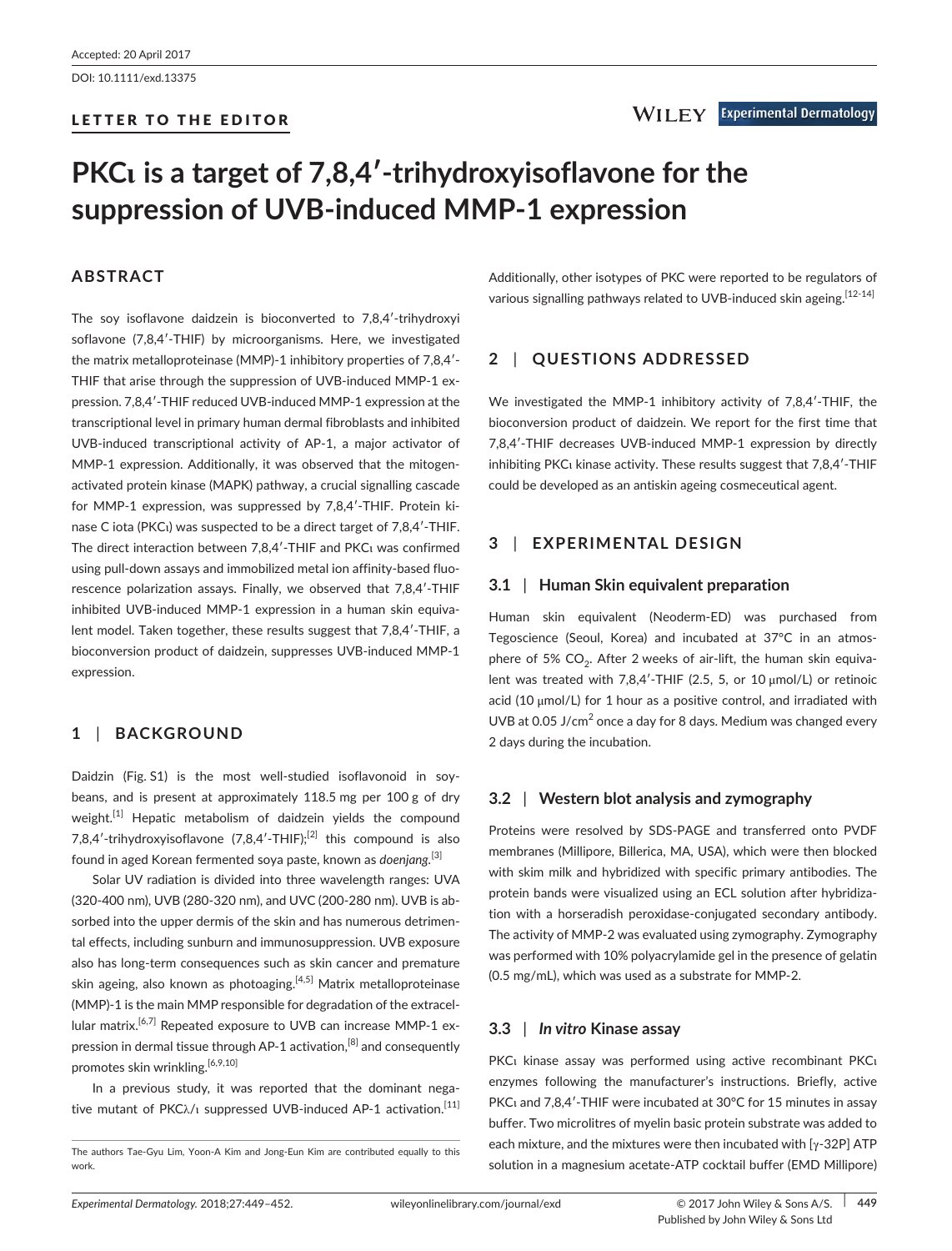Accepted: 20 April 2017

DOI: 10.1111/exd.13375

**LETTER TO THE EDITOR**

# PKCι is a target of 7,8,4′-trihydroxyisoflavone for the suppression of UVB-induced MMP-1 expression

## ABSTRACT

The soy isoflavone daidzein is bioconverted to 7,8,4′-trihydroxyi soflavone (7,8,4′-THIF) by microorganisms. Here, we investigated the matrix metalloproteinase (MMP)-1 inhibitory properties of 7,8,4′-THIF that arise through the suppression of UVB-induced MMP-1 expression. 7,8,4′-THIF reduced UVB-induced MMP-1 expression at the transcriptional level in primary human dermal fibroblasts and inhibited UVB-induced transcriptional activity of AP-1, a major activator of MMP-1 expression. Additionally, it was observed that the mitogen-activated protein kinase (MAPK) pathway, a crucial signalling cascade for MMP-1 expression, was suppressed by 7,8,4′-THIF. Protein kinase C iota (PKCι) was suspected to be a direct target of 7,8,4′-THIF. The direct interaction between 7,8,4′-THIF and PKCι was confirmed using pull-down assays and immobilized metal ion affinity-based fluorescence polarization assays. Finally, we observed that 7,8,4′-THIF inhibited UVB-induced MMP-1 expression in a human skin equivalent model. Taken together, these results suggest that 7,8,4′-THIF, a bioconversion product of daidzein, suppresses UVB-induced MMP-1 expression.

## 1 | BACKGROUND

Daidzin (Fig. S1) is the most well-studied isoflavonoid in soybeans, and is present at approximately 118.5 mg per 100 g of dry weight.[1] Hepatic metabolism of daidzein yields the compound 7,8,4′-trihydroxyisoflavone (7,8,4′-THIF);[2] this compound is also found in aged Korean fermented soya paste, known as *doenjang*.[3]

Solar UV radiation is divided into three wavelength ranges: UVA (320-400 nm), UVB (280-320 nm), and UVC (200-280 nm). UVB is absorbed into the upper dermis of the skin and has numerous detrimental effects, including sunburn and immunosuppression. UVB exposure also has long-term consequences such as skin cancer and premature skin ageing, also known as photoaging.[4,5] Matrix metalloproteinase (MMP)-1 is the main MMP responsible for degradation of the extracellular matrix.[6,7] Repeated exposure to UVB can increase MMP-1 expression in dermal tissue through AP-1 activation,[8] and consequently promotes skin wrinkling.[6,9,10]

In a previous study, it was reported that the dominant negative mutant of PKCλ/ι suppressed UVB-induced AP-1 activation.[11] Additionally, other isotypes of PKC were reported to be regulators of various signalling pathways related to UVB-induced skin ageing.[12-14]

## 2 | QUESTIONS ADDRESSED

We investigated the MMP-1 inhibitory activity of 7,8,4′-THIF, the bioconversion product of daidzein. We report for the first time that 7,8,4′-THIF decreases UVB-induced MMP-1 expression by directly inhibiting PKCι kinase activity. These results suggest that 7,8,4′-THIF could be developed as an antiskin ageing cosmeceutical agent.

## 3 | EXPERIMENTAL DESIGN

### 3.1 | Human Skin equivalent preparation

Human skin equivalent (Neoderm-ED) was purchased from Tegoscience (Seoul, Korea) and incubated at 37°C in an atmosphere of 5% $CO_2$. After 2 weeks of air-lift, the human skin equivalent was treated with 7,8,4′-THIF (2.5, 5, or 10 μmol/L) or retinoic acid (10 μmol/L) for 1 hour as a positive control, and irradiated with UVB at 0.05 J/cm$^2$ once a day for 8 days. Medium was changed every 2 days during the incubation.

### 3.2 | Western blot analysis and zymography

Proteins were resolved by SDS-PAGE and transferred onto PVDF membranes (Millipore, Billerica, MA, USA), which were then blocked with skim milk and hybridized with specific primary antibodies. The protein bands were visualized using an ECL solution after hybridization with a horseradish peroxidase-conjugated secondary antibody. The activity of MMP-2 was evaluated using zymography. Zymography was performed with 10% polyacrylamide gel in the presence of gelatin (0.5 mg/mL), which was used as a substrate for MMP-2.

### 3.3 | *In vitro* Kinase assay

PKCι kinase assay was performed using active recombinant PKCι enzymes following the manufacturer's instructions. Briefly, active PKCι and 7,8,4′-THIF were incubated at 30°C for 15 minutes in assay buffer. Two microlitres of myelin basic protein substrate was added to each mixture, and the mixtures were then incubated with [γ-32P] ATP solution in a magnesium acetate-ATP cocktail buffer (EMD Millipore)

The authors Tae-Gyu Lim, Yoon-A Kim and Jong-Eun Kim are contributed equally to this work.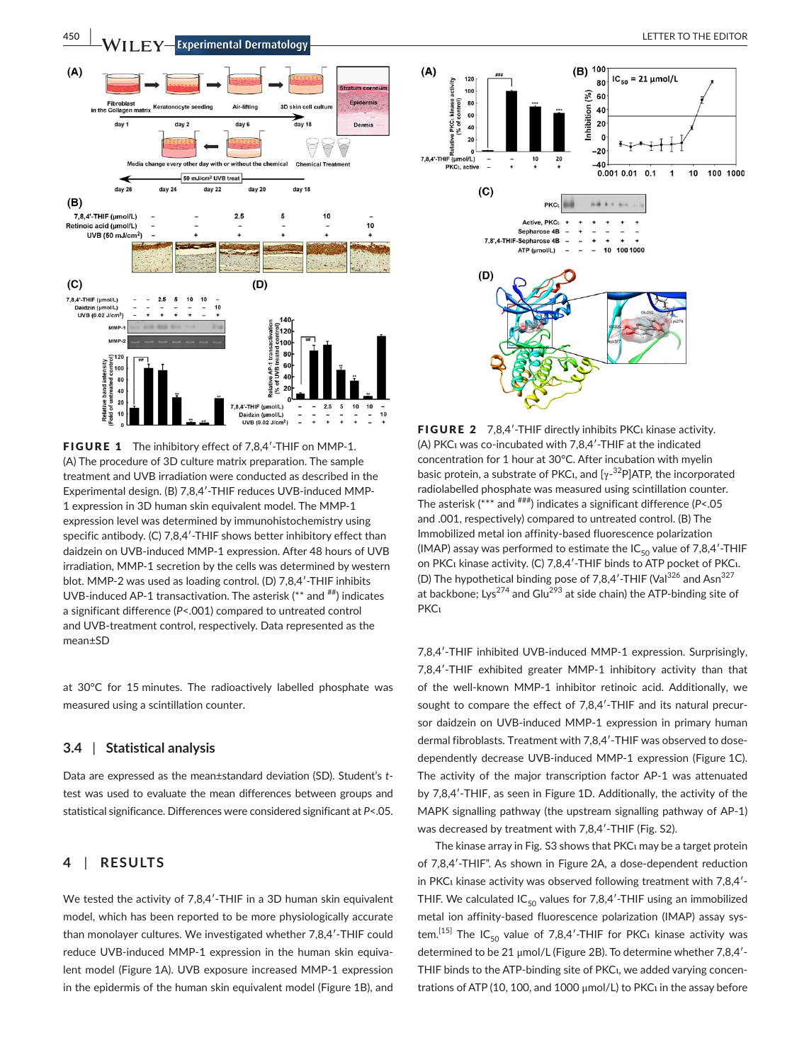**FIGURE 1** The inhibitory effect of 7,8,4′-THIF on MMP-1. (A) The procedure of 3D culture matrix preparation. The sample treatment and UVB irradiation were conducted as described in the Experimental design. (B) 7,8,4′-THIF reduces UVB-induced MMP-1 expression in 3D human skin equivalent model. The MMP-1 expression level was determined by immunohistochemistry using specific antibody. (C) 7,8,4′-THIF shows better inhibitory effect than daidzein on UVB-induced MMP-1 expression. After 48 hours of UVB irradiation, MMP-1 secretion by the cells was determined by western blot. MMP-2 was used as loading control. (D) 7,8,4′-THIF inhibits UVB-induced AP-1 transactivation. The asterisk (** and ##) indicates a significant difference ($P<.001$) compared to untreated control and UVB-treatment control, respectively. Data represented as the mean±SD

at 30°C for 15 minutes. The radioactively labelled phosphate was measured using a scintillation counter.

### 3.4 | Statistical analysis

Data are expressed as the mean±standard deviation (SD). Student's *t*-test was used to evaluate the mean differences between groups and statistical significance. Differences were considered significant at $P<.05$.

## 4 | RESULTS

We tested the activity of 7,8,4′-THIF in a 3D human skin equivalent model, which has been reported to be more physiologically accurate than monolayer cultures. We investigated whether 7,8,4′-THIF could reduce UVB-induced MMP-1 expression in the human skin equivalent model (Figure 1A). UVB exposure increased MMP-1 expression in the epidermis of the human skin equivalent model (Figure 1B), and

**FIGURE 2** 7,8,4′-THIF directly inhibits PKCι kinase activity. (A) PKCι was co-incubated with 7,8,4′-THIF at the indicated concentration for 1 hour at 30°C. After incubation with myelin basic protein, a substrate of PKCι, and [$\gamma$-$^{32}$P]ATP, the incorporated radiolabelled phosphate was measured using scintillation counter. The asterisk (*** and ###) indicates a significant difference ($P<.05$ and .001, respectively) compared to untreated control. (B) The Immobilized metal ion affinity-based fluorescence polarization (IMAP) assay was performed to estimate the $IC_{50}$ value of 7,8,4′-THIF on PKCι kinase activity. (C) 7,8,4′-THIF binds to ATP pocket of PKCι. (D) The hypothetical binding pose of 7,8,4′-THIF (Val$^{326}$ and Asn$^{327}$ at backbone; Lys$^{274}$ and Glu$^{293}$ at side chain) the ATP-binding site of PKCι

7,8,4′-THIF inhibited UVB-induced MMP-1 expression. Surprisingly, 7,8,4′-THIF exhibited greater MMP-1 inhibitory activity than that of the well-known MMP-1 inhibitor retinoic acid. Additionally, we sought to compare the effect of 7,8,4′-THIF and its natural precursor daidzein on UVB-induced MMP-1 expression in primary human dermal fibroblasts. Treatment with 7,8,4′-THIF was observed to dose-dependently decrease UVB-induced MMP-1 expression (Figure 1C). The activity of the major transcription factor AP-1 was attenuated by 7,8,4′-THIF, as seen in Figure 1D. Additionally, the activity of the MAPK signalling pathway (the upstream signalling pathway of AP-1) was decreased by treatment with 7,8,4′-THIF (Fig. S2).

The kinase array in Fig. S3 shows that PKCι may be a target protein of 7,8,4′-THIF". As shown in Figure 2A, a dose-dependent reduction in PKCι kinase activity was observed following treatment with 7,8,4′-THIF. We calculated $IC_{50}$ values for 7,8,4′-THIF using an immobilized metal ion affinity-based fluorescence polarization (IMAP) assay system.[15] The $IC_{50}$ value of 7,8,4′-THIF for PKCι kinase activity was determined to be 21 μmol/L (Figure 2B). To determine whether 7,8,4′-THIF binds to the ATP-binding site of PKCι, we added varying concentrations of ATP (10, 100, and 1000 μmol/L) to PKCι in the assay before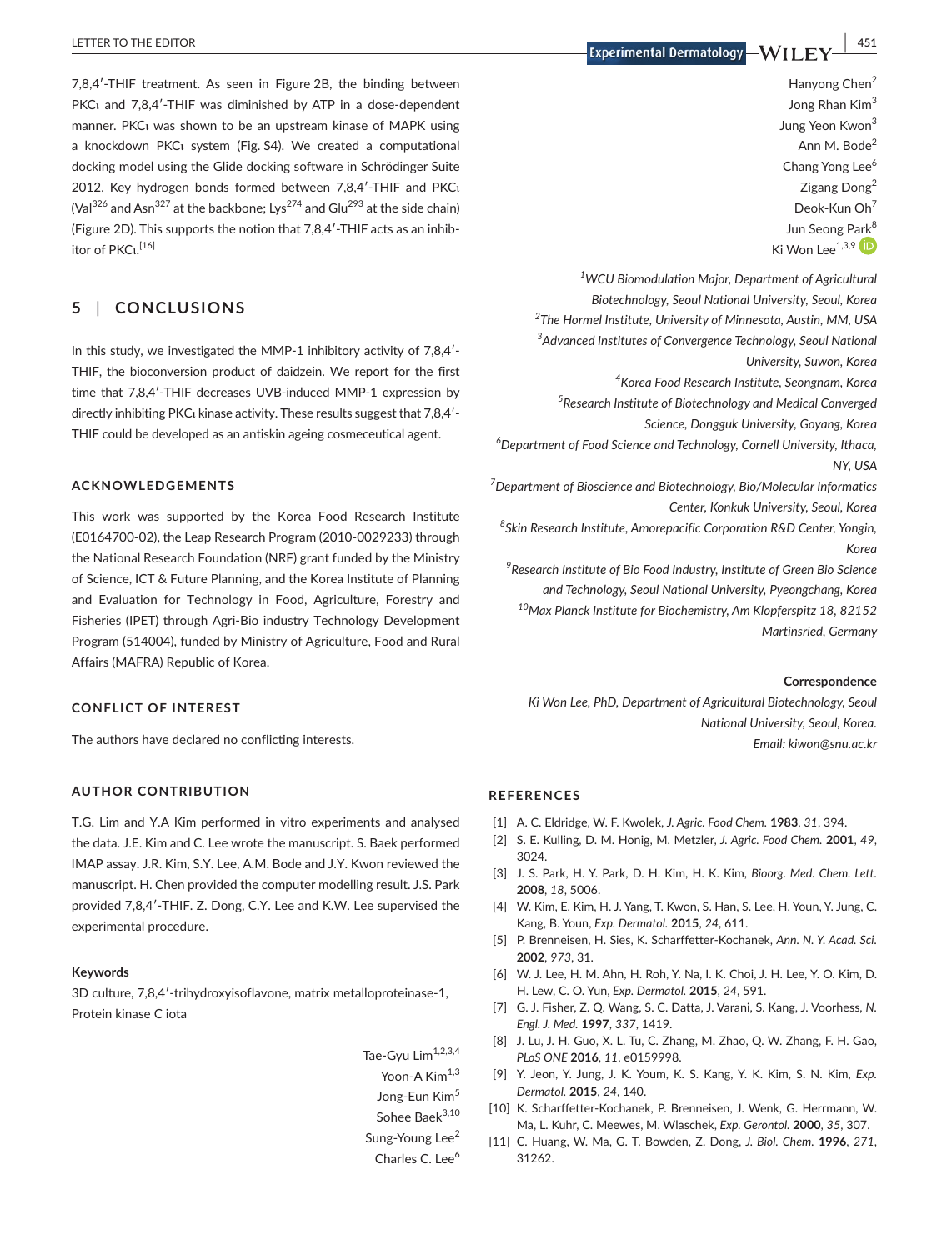7,8,4′-THIF treatment. As seen in Figure 2B, the binding between PKCι and 7,8,4′-THIF was diminished by ATP in a dose-dependent manner. PKCι was shown to be an upstream kinase of MAPK using a knockdown PKCι system (Fig. S4). We created a computational docking model using the Glide docking software in Schrödinger Suite 2012. Key hydrogen bonds formed between 7,8,4′-THIF and PKCι ($Val^{326}$ and $Asn^{327}$ at the backbone; $Lys^{274}$ and $Glu^{293}$ at the side chain) (Figure 2D). This supports the notion that 7,8,4′-THIF acts as an inhibitor of PKCι.[16]

## 5 | CONCLUSIONS

In this study, we investigated the MMP-1 inhibitory activity of 7,8,4′-THIF, the bioconversion product of daidzein. We report for the first time that 7,8,4′-THIF decreases UVB-induced MMP-1 expression by directly inhibiting PKCι kinase activity. These results suggest that 7,8,4′-THIF could be developed as an antiskin ageing cosmeceutical agent.

### ACKNOWLEDGEMENTS

This work was supported by the Korea Food Research Institute (E0164700-02), the Leap Research Program (2010-0029233) through the National Research Foundation (NRF) grant funded by the Ministry of Science, ICT & Future Planning, and the Korea Institute of Planning and Evaluation for Technology in Food, Agriculture, Forestry and Fisheries (IPET) through Agri-Bio industry Technology Development Program (514004), funded by Ministry of Agriculture, Food and Rural Affairs (MAFRA) Republic of Korea.

### CONFLICT OF INTEREST

The authors have declared no conflicting interests.

### AUTHOR CONTRIBUTION

T.G. Lim and Y.A Kim performed in vitro experiments and analysed the data. J.E. Kim and C. Lee wrote the manuscript. S. Baek performed IMAP assay. J.R. Kim, S.Y. Lee, A.M. Bode and J.Y. Kwon reviewed the manuscript. H. Chen provided the computer modelling result. J.S. Park provided 7,8,4′-THIF. Z. Dong, C.Y. Lee and K.W. Lee supervised the experimental procedure.

#### Keywords

3D culture, 7,8,4′-trihydroxyisoflavone, matrix metalloproteinase-1, Protein kinase C iota

Tae-Gyu Lim[1,2,3,4]
Yoon-A Kim[1,3]
Jong-Eun Kim[5]
Sohee Baek[3,10]
Sung-Young Lee[2]
Charles C. Lee[6]
Hanyong Chen[2]
Jong Rhan Kim[3]
Jung Yeon Kwon[3]
Ann M. Bode[2]
Chang Yong Lee[6]
Zigang Dong[2]
Deok-Kun Oh[7]
Jun Seong Park[8]
Ki Won Lee[1,3,9]

[1]*WCU Biomodulation Major, Department of Agricultural Biotechnology, Seoul National University, Seoul, Korea*
[2]*The Hormel Institute, University of Minnesota, Austin, MM, USA*
[3]*Advanced Institutes of Convergence Technology, Seoul National University, Suwon, Korea*
[4]*Korea Food Research Institute, Seongnam, Korea*
[5]*Research Institute of Biotechnology and Medical Converged Science, Dongguk University, Goyang, Korea*
[6]*Department of Food Science and Technology, Cornell University, Ithaca, NY, USA*
[7]*Department of Bioscience and Biotechnology, Bio/Molecular Informatics Center, Konkuk University, Seoul, Korea*
[8]*Skin Research Institute, Amorepacific Corporation R&D Center, Yongin, Korea*
[9]*Research Institute of Bio Food Industry, Institute of Green Bio Science and Technology, Seoul National University, Pyeongchang, Korea*
[10]*Max Planck Institute for Biochemistry, Am Klopferspitz 18, 82152 Martinsried, Germany*

**Correspondence**
*Ki Won Lee, PhD, Department of Agricultural Biotechnology, Seoul National University, Seoul, Korea.*
*Email: kiwon@snu.ac.kr*

### REFERENCES

[1] A. C. Eldridge, W. F. Kwolek, *J. Agric. Food Chem.* **1983**, *31*, 394.
[2] S. E. Kulling, D. M. Honig, M. Metzler, *J. Agric. Food Chem.* **2001**, *49*, 3024.
[3] J. S. Park, H. Y. Park, D. H. Kim, H. K. Kim, *Bioorg. Med. Chem. Lett.* **2008**, *18*, 5006.
[4] W. Kim, E. Kim, H. J. Yang, T. Kwon, S. Han, S. Lee, H. Youn, Y. Jung, C. Kang, B. Youn, *Exp. Dermatol.* **2015**, *24*, 611.
[5] P. Brenneisen, H. Sies, K. Scharffetter-Kochanek, *Ann. N. Y. Acad. Sci.* **2002**, *973*, 31.
[6] W. J. Lee, H. M. Ahn, H. Roh, Y. Na, I. K. Choi, J. H. Lee, Y. O. Kim, D. H. Lew, C. O. Yun, *Exp. Dermatol.* **2015**, *24*, 591.
[7] G. J. Fisher, Z. Q. Wang, S. C. Datta, J. Varani, S. Kang, J. Voorhess, *N. Engl. J. Med.* **1997**, *337*, 1419.
[8] J. Lu, J. H. Guo, X. L. Tu, C. Zhang, M. Zhao, Q. W. Zhang, F. H. Gao, *PLoS ONE* **2016**, *11*, e0159998.
[9] Y. Jeon, Y. Jung, J. K. Youm, K. S. Kang, Y. K. Kim, S. N. Kim, *Exp. Dermatol.* **2015**, *24*, 140.
[10] K. Scharffetter-Kochanek, P. Brenneisen, J. Wenk, G. Herrmann, W. Ma, L. Kuhr, C. Meewes, M. Wlaschek, *Exp. Gerontol.* **2000**, *35*, 307.
[11] C. Huang, W. Ma, G. T. Bowden, Z. Dong, *J. Biol. Chem.* **1996**, *271*, 31262.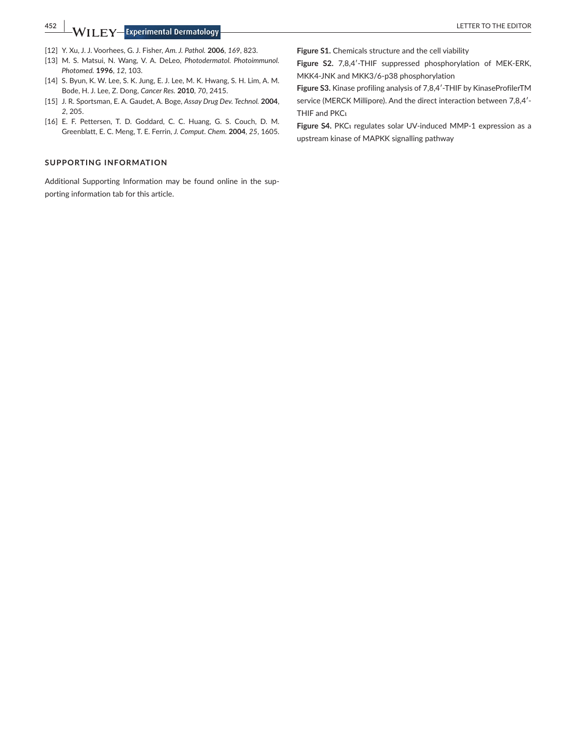[12] Y. Xu, J. J. Voorhees, G. J. Fisher, *Am. J. Pathol.* **2006**, *169*, 823.

[13] M. S. Matsui, N. Wang, V. A. DeLeo, *Photodermatol. Photoimmunol. Photomed.* **1996**, *12*, 103.

[14] S. Byun, K. W. Lee, S. K. Jung, E. J. Lee, M. K. Hwang, S. H. Lim, A. M. Bode, H. J. Lee, Z. Dong, *Cancer Res.* **2010**, *70*, 2415.

[15] J. R. Sportsman, E. A. Gaudet, A. Boge, *Assay Drug Dev. Technol.* **2004**, *2*, 205.

[16] E. F. Pettersen, T. D. Goddard, C. C. Huang, G. S. Couch, D. M. Greenblatt, E. C. Meng, T. E. Ferrin, *J. Comput. Chem.* **2004**, *25*, 1605.

## SUPPORTING INFORMATION

Additional Supporting Information may be found online in the supporting information tab for this article.

**Figure S1.** Chemicals structure and the cell viability

**Figure S2.** 7,8,4′-THIF suppressed phosphorylation of MEK-ERK, MKK4-JNK and MKK3/6-p38 phosphorylation

**Figure S3.** Kinase profiling analysis of 7,8,4′-THIF by KinaseProfilerTM service (MERCK Millipore). And the direct interaction between 7,8,4′-THIF and PKCι

**Figure S4.** PKCι regulates solar UV-induced MMP-1 expression as a upstream kinase of MAPKK signalling pathway